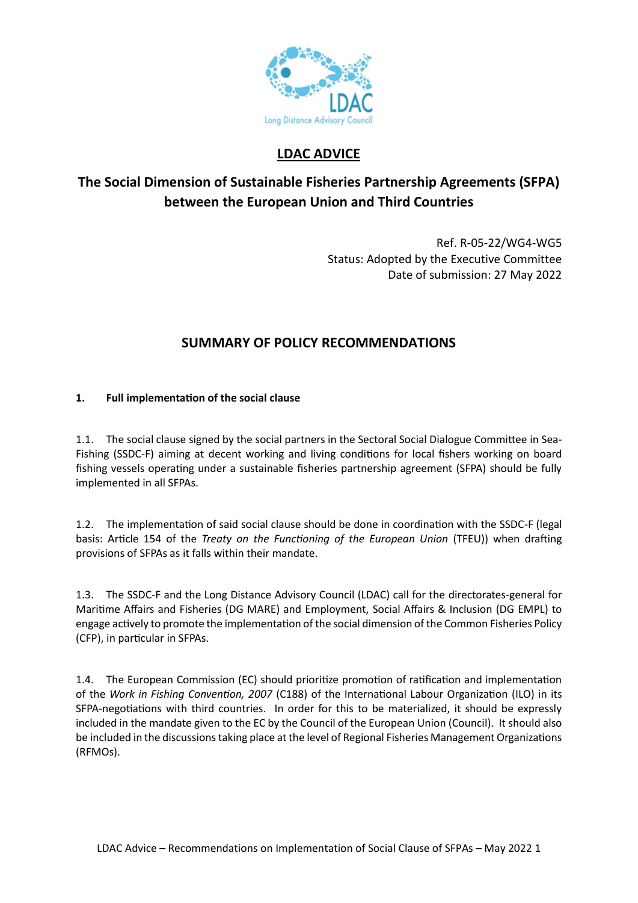# LDAC ADVICE

## The Social Dimension of Sustainable Fisheries Partnership Agreements (SFPA) between the European Union and Third Countries

Ref. R-05-22/WG4-WG5
Status: Adopted by the Executive Committee
Date of submission: 27 May 2022

## SUMMARY OF POLICY RECOMMENDATIONS

### 1. Full implementation of the social clause

1.1. The social clause signed by the social partners in the Sectoral Social Dialogue Committee in Sea-Fishing (SSDC-F) aiming at decent working and living conditions for local fishers working on board fishing vessels operating under a sustainable fisheries partnership agreement (SFPA) should be fully implemented in all SFPAs.

1.2. The implementation of said social clause should be done in coordination with the SSDC-F (legal basis: Article 154 of the *Treaty on the Functioning of the European Union* (TFEU)) when drafting provisions of SFPAs as it falls within their mandate.

1.3. The SSDC-F and the Long Distance Advisory Council (LDAC) call for the directorates-general for Maritime Affairs and Fisheries (DG MARE) and Employment, Social Affairs & Inclusion (DG EMPL) to engage actively to promote the implementation of the social dimension of the Common Fisheries Policy (CFP), in particular in SFPAs.

1.4. The European Commission (EC) should prioritize promotion of ratification and implementation of the *Work in Fishing Convention, 2007* (C188) of the International Labour Organization (ILO) in its SFPA-negotiations with third countries. In order for this to be materialized, it should be expressly included in the mandate given to the EC by the Council of the European Union (Council). It should also be included in the discussions taking place at the level of Regional Fisheries Management Organizations (RFMOs).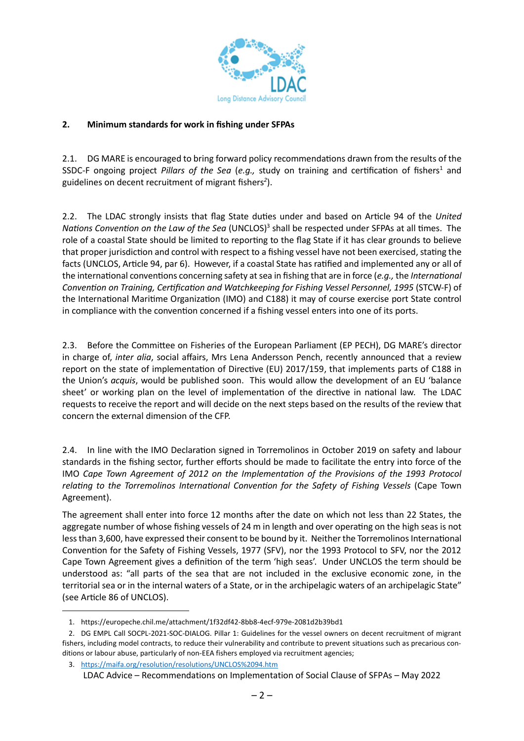## 2. Minimum standards for work in fishing under SFPAs

2.1. DG MARE is encouraged to bring forward policy recommendations drawn from the results of the SSDC-F ongoing project *Pillars of the Sea* (*e.g.,* study on training and certification of fishers[1] and guidelines on decent recruitment of migrant fishers[2]).

2.2. The LDAC strongly insists that flag State duties under and based on Article 94 of the *United Nations Convention on the Law of the Sea* (UNCLOS)[3] shall be respected under SFPAs at all times. The role of a coastal State should be limited to reporting to the flag State if it has clear grounds to believe that proper jurisdiction and control with respect to a fishing vessel have not been exercised, stating the facts (UNCLOS, Article 94, par 6). However, if a coastal State has ratified and implemented any or all of the international conventions concerning safety at sea in fishing that are in force (*e.g.,* the *International Convention on Training, Certification and Watchkeeping for Fishing Vessel Personnel, 1995* (STCW-F) of the International Maritime Organization (IMO) and C188) it may of course exercise port State control in compliance with the convention concerned if a fishing vessel enters into one of its ports.

2.3. Before the Committee on Fisheries of the European Parliament (EP PECH), DG MARE's director in charge of, *inter alia*, social affairs, Mrs Lena Andersson Pench, recently announced that a review report on the state of implementation of Directive (EU) 2017/159, that implements parts of C188 in the Union's *acquis*, would be published soon. This would allow the development of an EU 'balance sheet' or working plan on the level of implementation of the directive in national law. The LDAC requests to receive the report and will decide on the next steps based on the results of the review that concern the external dimension of the CFP.

2.4. In line with the IMO Declaration signed in Torremolinos in October 2019 on safety and labour standards in the fishing sector, further efforts should be made to facilitate the entry into force of the IMO *Cape Town Agreement of 2012 on the Implementation of the Provisions of the 1993 Protocol relating to the Torremolinos International Convention for the Safety of Fishing Vessels* (Cape Town Agreement).

The agreement shall enter into force 12 months after the date on which not less than 22 States, the aggregate number of whose fishing vessels of 24 m in length and over operating on the high seas is not less than 3,600, have expressed their consent to be bound by it. Neither the Torremolinos International Convention for the Safety of Fishing Vessels, 1977 (SFV), nor the 1993 Protocol to SFV, nor the 2012 Cape Town Agreement gives a definition of the term 'high seas'. Under UNCLOS the term should be understood as: "all parts of the sea that are not included in the exclusive economic zone, in the territorial sea or in the internal waters of a State, or in the archipelagic waters of an archipelagic State" (see Article 86 of UNCLOS).

---

1. https://europeche.chil.me/attachment/1f32df42-8bb8-4ecf-979e-2081d2b39bd1
2. DG EMPL Call SOCPL-2021-SOC-DIALOG. Pillar 1: Guidelines for the vessel owners on decent recruitment of migrant fishers, including model contracts, to reduce their vulnerability and contribute to prevent situations such as precarious conditions or labour abuse, particularly of non-EEA fishers employed via recruitment agencies;
3. https://maifa.org/resolution/resolutions/UNCLOS%2094.htm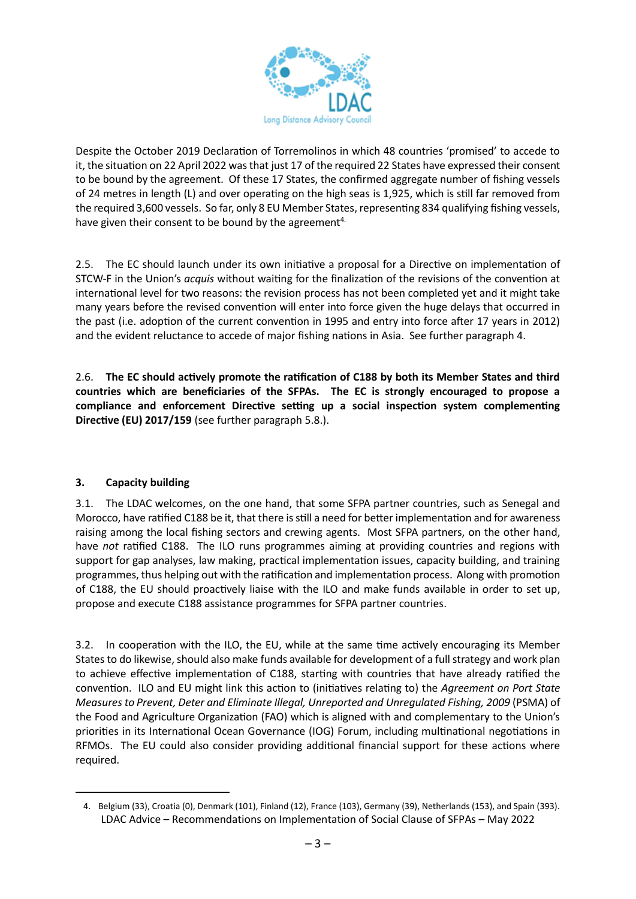Despite the October 2019 Declaration of Torremolinos in which 48 countries 'promised' to accede to it, the situation on 22 April 2022 was that just 17 of the required 22 States have expressed their consent to be bound by the agreement. Of these 17 States, the confirmed aggregate number of fishing vessels of 24 metres in length (L) and over operating on the high seas is 1,925, which is still far removed from the required 3,600 vessels. So far, only 8 EU Member States, representing 834 qualifying fishing vessels, have given their consent to be bound by the agreement[4].

2.5. The EC should launch under its own initiative a proposal for a Directive on implementation of STCW-F in the Union's *acquis* without waiting for the finalization of the revisions of the convention at international level for two reasons: the revision process has not been completed yet and it might take many years before the revised convention will enter into force given the huge delays that occurred in the past (i.e. adoption of the current convention in 1995 and entry into force after 17 years in 2012) and the evident reluctance to accede of major fishing nations in Asia. See further paragraph 4.

2.6. **The EC should actively promote the ratification of C188 by both its Member States and third countries which are beneficiaries of the SFPAs. The EC is strongly encouraged to propose a compliance and enforcement Directive setting up a social inspection system complementing Directive (EU) 2017/159** (see further paragraph 5.8.).

## 3. Capacity building

3.1. The LDAC welcomes, on the one hand, that some SFPA partner countries, such as Senegal and Morocco, have ratified C188 be it, that there is still a need for better implementation and for awareness raising among the local fishing sectors and crewing agents. Most SFPA partners, on the other hand, have *not* ratified C188. The ILO runs programmes aiming at providing countries and regions with support for gap analyses, law making, practical implementation issues, capacity building, and training programmes, thus helping out with the ratification and implementation process. Along with promotion of C188, the EU should proactively liaise with the ILO and make funds available in order to set up, propose and execute C188 assistance programmes for SFPA partner countries.

3.2. In cooperation with the ILO, the EU, while at the same time actively encouraging its Member States to do likewise, should also make funds available for development of a full strategy and work plan to achieve effective implementation of C188, starting with countries that have already ratified the convention. ILO and EU might link this action to (initiatives relating to) the *Agreement on Port State Measures to Prevent, Deter and Eliminate Illegal, Unreported and Unregulated Fishing, 2009* (PSMA) of the Food and Agriculture Organization (FAO) which is aligned with and complementary to the Union's priorities in its International Ocean Governance (IOG) Forum, including multinational negotiations in RFMOs. The EU could also consider providing additional financial support for these actions where required.

4. Belgium (33), Croatia (0), Denmark (101), Finland (12), France (103), Germany (39), Netherlands (153), and Spain (393).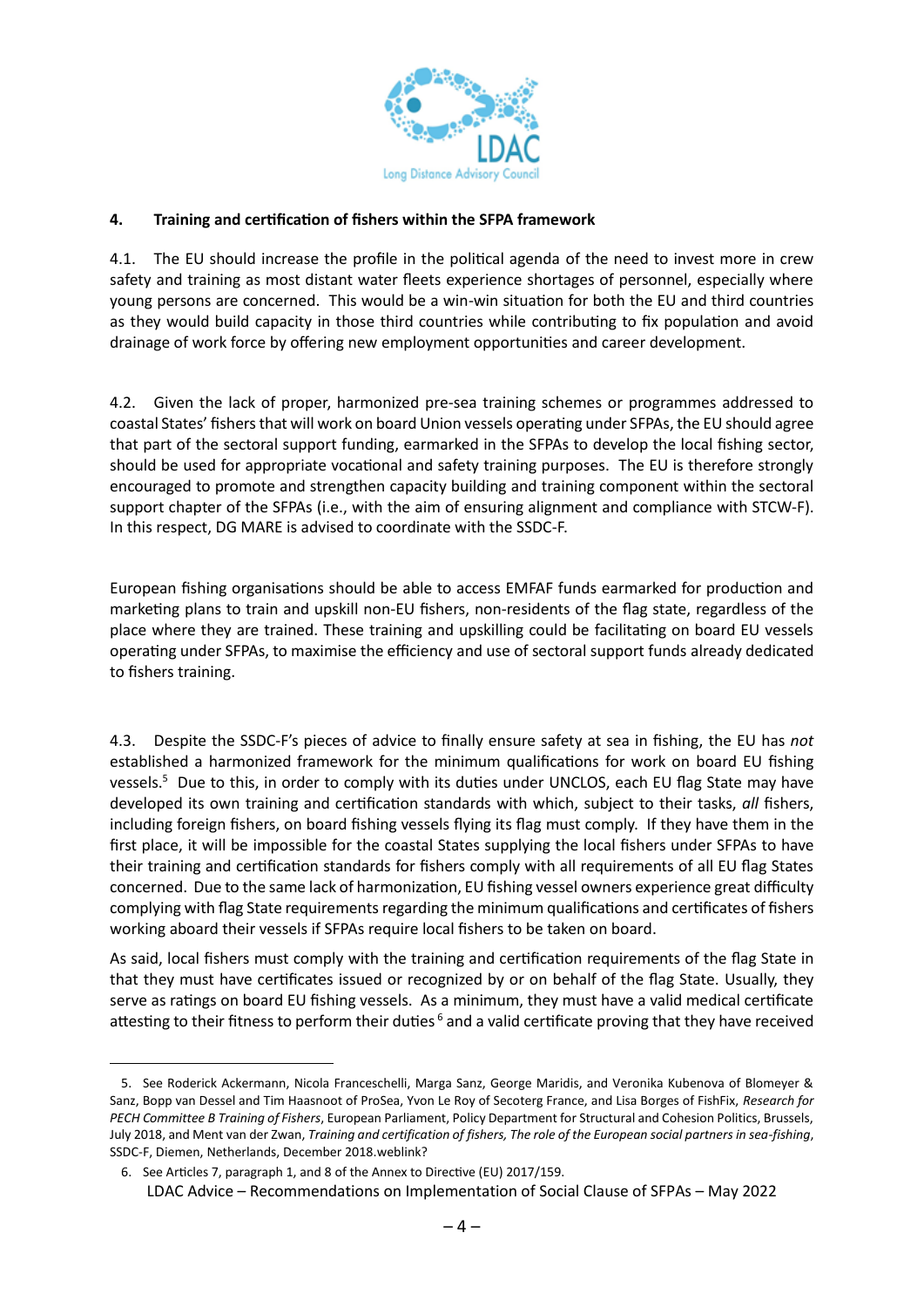## 4. Training and certification of fishers within the SFPA framework

4.1. The EU should increase the profile in the political agenda of the need to invest more in crew safety and training as most distant water fleets experience shortages of personnel, especially where young persons are concerned. This would be a win-win situation for both the EU and third countries as they would build capacity in those third countries while contributing to fix population and avoid drainage of work force by offering new employment opportunities and career development.

4.2. Given the lack of proper, harmonized pre-sea training schemes or programmes addressed to coastal States' fishers that will work on board Union vessels operating under SFPAs, the EU should agree that part of the sectoral support funding, earmarked in the SFPAs to develop the local fishing sector, should be used for appropriate vocational and safety training purposes. The EU is therefore strongly encouraged to promote and strengthen capacity building and training component within the sectoral support chapter of the SFPAs (i.e., with the aim of ensuring alignment and compliance with STCW-F). In this respect, DG MARE is advised to coordinate with the SSDC-F.

European fishing organisations should be able to access EMFAF funds earmarked for production and marketing plans to train and upskill non-EU fishers, non-residents of the flag state, regardless of the place where they are trained. These training and upskilling could be facilitating on board EU vessels operating under SFPAs, to maximise the efficiency and use of sectoral support funds already dedicated to fishers training.

4.3. Despite the SSDC-F's pieces of advice to finally ensure safety at sea in fishing, the EU has *not* established a harmonized framework for the minimum qualifications for work on board EU fishing vessels.[5] Due to this, in order to comply with its duties under UNCLOS, each EU flag State may have developed its own training and certification standards with which, subject to their tasks, *all* fishers, including foreign fishers, on board fishing vessels flying its flag must comply. If they have them in the first place, it will be impossible for the coastal States supplying the local fishers under SFPAs to have their training and certification standards for fishers comply with all requirements of all EU flag States concerned. Due to the same lack of harmonization, EU fishing vessel owners experience great difficulty complying with flag State requirements regarding the minimum qualifications and certificates of fishers working aboard their vessels if SFPAs require local fishers to be taken on board.

As said, local fishers must comply with the training and certification requirements of the flag State in that they must have certificates issued or recognized by or on behalf of the flag State. Usually, they serve as ratings on board EU fishing vessels. As a minimum, they must have a valid medical certificate attesting to their fitness to perform their duties[6] and a valid certificate proving that they have received

---

5. See Roderick Ackermann, Nicola Franceschelli, Marga Sanz, George Maridis, and Veronika Kubenova of Blomeyer & Sanz, Bopp van Dessel and Tim Haasnoot of ProSea, Yvon Le Roy of Secoterg France, and Lisa Borges of FishFix, *Research for PECH Committee B Training of Fishers*, European Parliament, Policy Department for Structural and Cohesion Politics, Brussels, July 2018, and Ment van der Zwan, *Training and certification of fishers, The role of the European social partners in sea-fishing*, SSDC-F, Diemen, Netherlands, December 2018.weblink?

6. See Articles 7, paragraph 1, and 8 of the Annex to Directive (EU) 2017/159.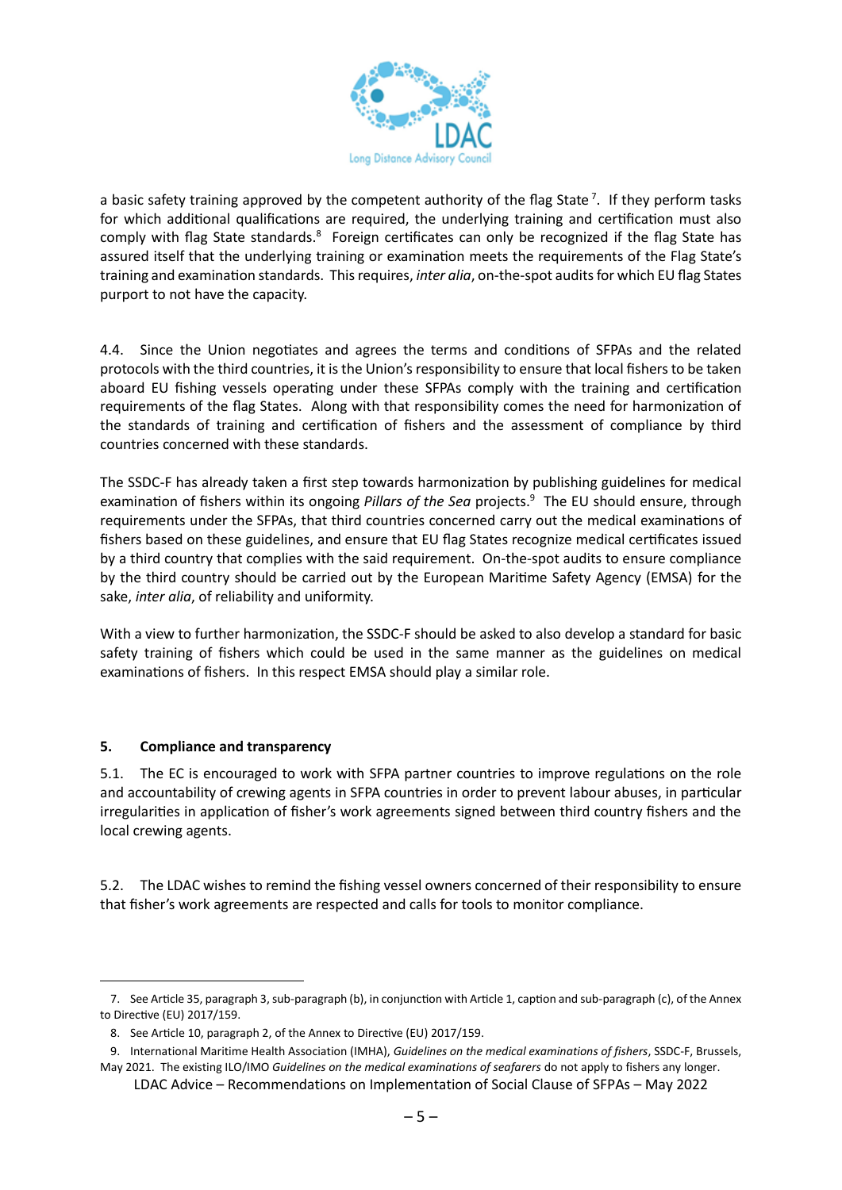a basic safety training approved by the competent authority of the flag State [7]. If they perform tasks for which additional qualifications are required, the underlying training and certification must also comply with flag State standards.[8] Foreign certificates can only be recognized if the flag State has assured itself that the underlying training or examination meets the requirements of the Flag State's training and examination standards. This requires, *inter alia*, on-the-spot audits for which EU flag States purport to not have the capacity.

4.4. Since the Union negotiates and agrees the terms and conditions of SFPAs and the related protocols with the third countries, it is the Union's responsibility to ensure that local fishers to be taken aboard EU fishing vessels operating under these SFPAs comply with the training and certification requirements of the flag States. Along with that responsibility comes the need for harmonization of the standards of training and certification of fishers and the assessment of compliance by third countries concerned with these standards.

The SSDC-F has already taken a first step towards harmonization by publishing guidelines for medical examination of fishers within its ongoing *Pillars of the Sea* projects.[9] The EU should ensure, through requirements under the SFPAs, that third countries concerned carry out the medical examinations of fishers based on these guidelines, and ensure that EU flag States recognize medical certificates issued by a third country that complies with the said requirement. On-the-spot audits to ensure compliance by the third country should be carried out by the European Maritime Safety Agency (EMSA) for the sake, *inter alia*, of reliability and uniformity.

With a view to further harmonization, the SSDC-F should be asked to also develop a standard for basic safety training of fishers which could be used in the same manner as the guidelines on medical examinations of fishers. In this respect EMSA should play a similar role.

## 5. Compliance and transparency

5.1. The EC is encouraged to work with SFPA partner countries to improve regulations on the role and accountability of crewing agents in SFPA countries in order to prevent labour abuses, in particular irregularities in application of fisher's work agreements signed between third country fishers and the local crewing agents.

5.2. The LDAC wishes to remind the fishing vessel owners concerned of their responsibility to ensure that fisher's work agreements are respected and calls for tools to monitor compliance.

---

7. See Article 35, paragraph 3, sub-paragraph (b), in conjunction with Article 1, caption and sub-paragraph (c), of the Annex to Directive (EU) 2017/159.

8. See Article 10, paragraph 2, of the Annex to Directive (EU) 2017/159.

9. International Maritime Health Association (IMHA), *Guidelines on the medical examinations of fishers*, SSDC-F, Brussels, May 2021. The existing ILO/IMO *Guidelines on the medical examinations of seafarers* do not apply to fishers any longer.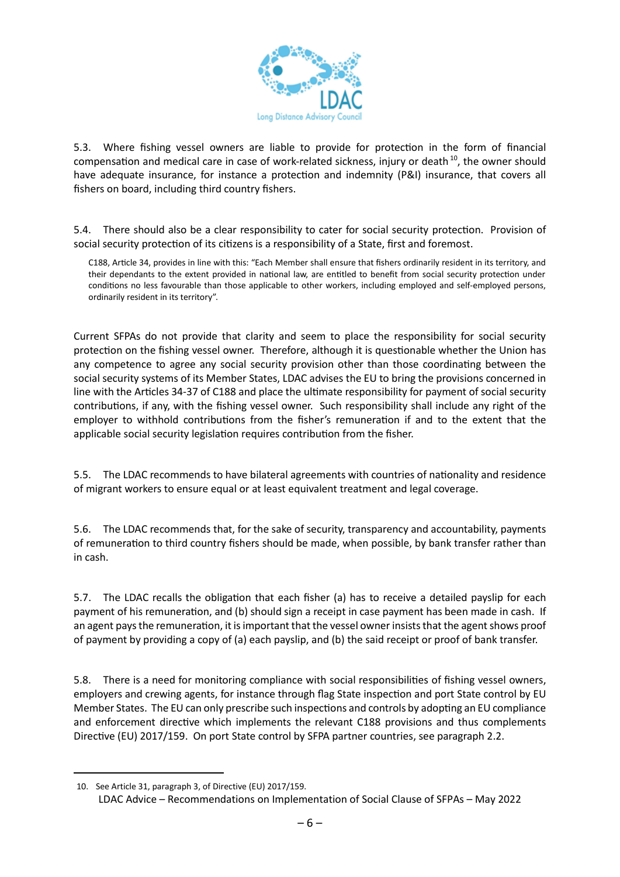5.3. Where fishing vessel owners are liable to provide for protection in the form of financial compensation and medical care in case of work-related sickness, injury or death [10], the owner should have adequate insurance, for instance a protection and indemnity (P&I) insurance, that covers all fishers on board, including third country fishers.

5.4. There should also be a clear responsibility to cater for social security protection. Provision of social security protection of its citizens is a responsibility of a State, first and foremost.

> C188, Article 34, provides in line with this: "Each Member shall ensure that fishers ordinarily resident in its territory, and their dependants to the extent provided in national law, are entitled to benefit from social security protection under conditions no less favourable than those applicable to other workers, including employed and self-employed persons, ordinarily resident in its territory".

Current SFPAs do not provide that clarity and seem to place the responsibility for social security protection on the fishing vessel owner. Therefore, although it is questionable whether the Union has any competence to agree any social security provision other than those coordinating between the social security systems of its Member States, LDAC advises the EU to bring the provisions concerned in line with the Articles 34-37 of C188 and place the ultimate responsibility for payment of social security contributions, if any, with the fishing vessel owner. Such responsibility shall include any right of the employer to withhold contributions from the fisher's remuneration if and to the extent that the applicable social security legislation requires contribution from the fisher.

5.5. The LDAC recommends to have bilateral agreements with countries of nationality and residence of migrant workers to ensure equal or at least equivalent treatment and legal coverage.

5.6. The LDAC recommends that, for the sake of security, transparency and accountability, payments of remuneration to third country fishers should be made, when possible, by bank transfer rather than in cash.

5.7. The LDAC recalls the obligation that each fisher (a) has to receive a detailed payslip for each payment of his remuneration, and (b) should sign a receipt in case payment has been made in cash. If an agent pays the remuneration, it is important that the vessel owner insists that the agent shows proof of payment by providing a copy of (a) each payslip, and (b) the said receipt or proof of bank transfer.

5.8. There is a need for monitoring compliance with social responsibilities of fishing vessel owners, employers and crewing agents, for instance through flag State inspection and port State control by EU Member States. The EU can only prescribe such inspections and controls by adopting an EU compliance and enforcement directive which implements the relevant C188 provisions and thus complements Directive (EU) 2017/159. On port State control by SFPA partner countries, see paragraph 2.2.

---

10. See Article 31, paragraph 3, of Directive (EU) 2017/159.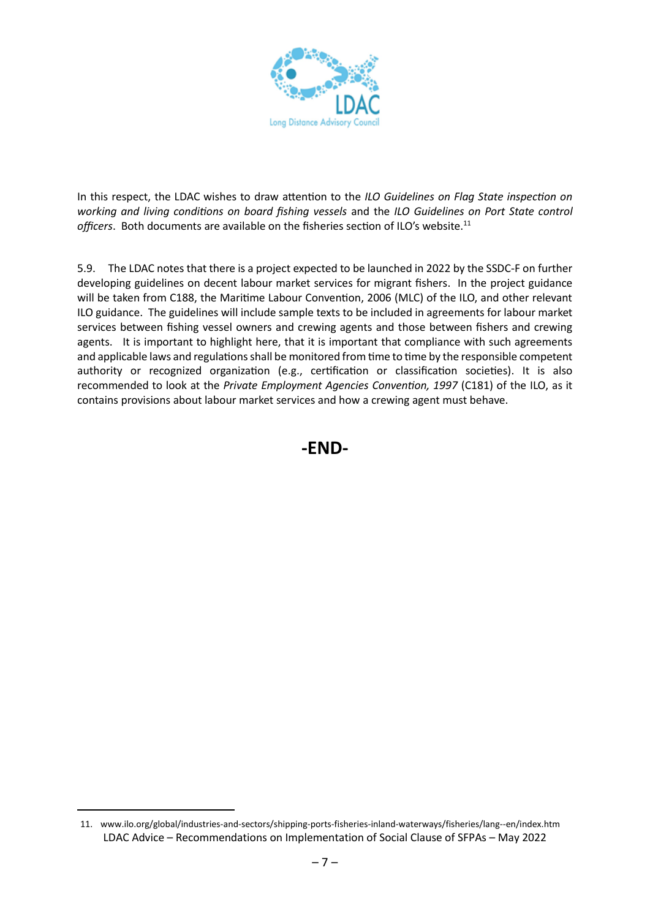In this respect, the LDAC wishes to draw attention to the *ILO Guidelines on Flag State inspection on working and living conditions on board fishing vessels* and the *ILO Guidelines on Port State control officers*. Both documents are available on the fisheries section of ILO's website.[11]

5.9. The LDAC notes that there is a project expected to be launched in 2022 by the SSDC-F on further developing guidelines on decent labour market services for migrant fishers. In the project guidance will be taken from C188, the Maritime Labour Convention, 2006 (MLC) of the ILO, and other relevant ILO guidance. The guidelines will include sample texts to be included in agreements for labour market services between fishing vessel owners and crewing agents and those between fishers and crewing agents. It is important to highlight here, that it is important that compliance with such agreements and applicable laws and regulations shall be monitored from time to time by the responsible competent authority or recognized organization (e.g., certification or classification societies). It is also recommended to look at the *Private Employment Agencies Convention, 1997* (C181) of the ILO, as it contains provisions about labour market services and how a crewing agent must behave.

**-END-**

11. www.ilo.org/global/industries-and-sectors/shipping-ports-fisheries-inland-waterways/fisheries/lang--en/index.htm